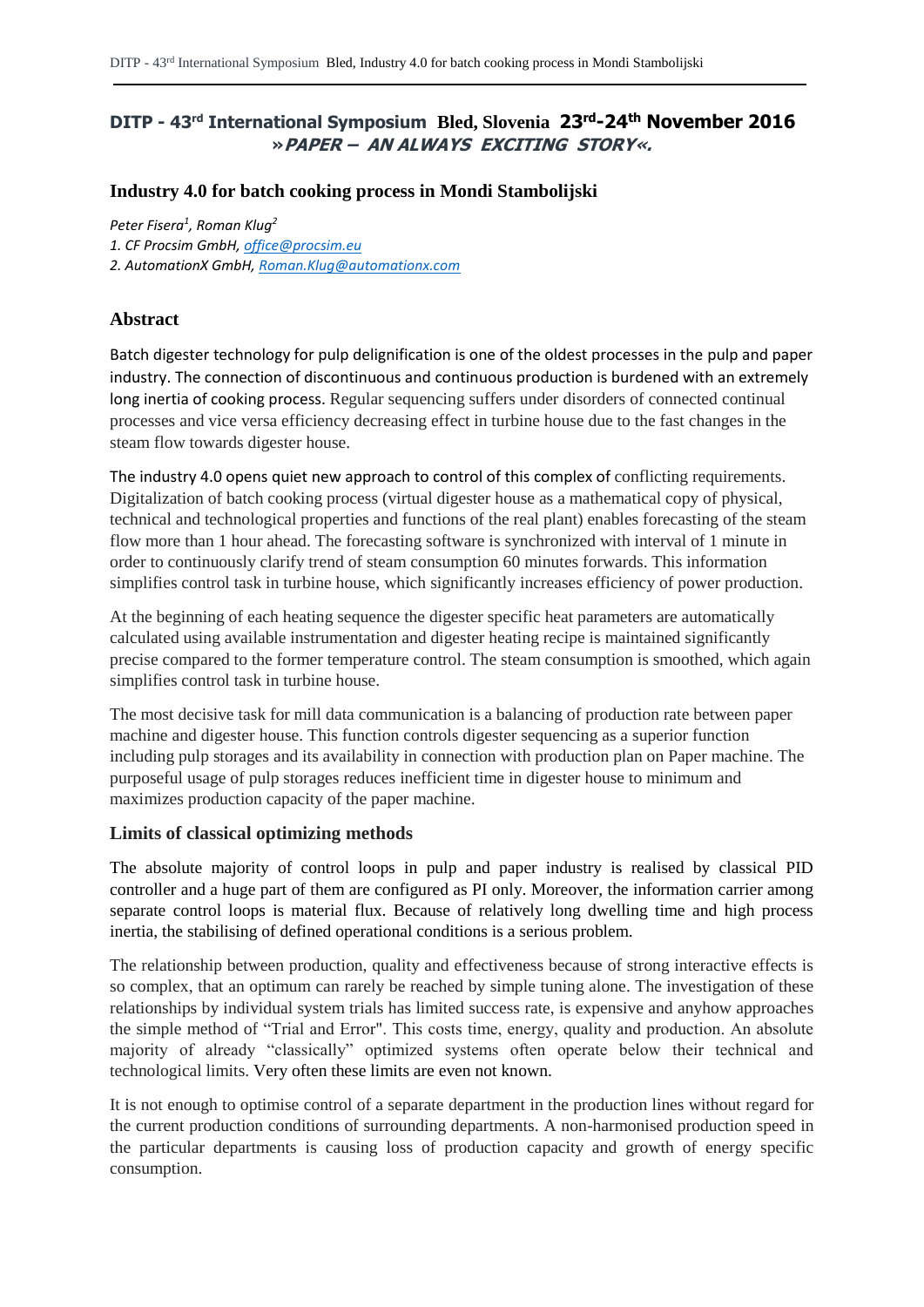**DITP - 43rd International Symposium Bled, Slovenia 23rd-24th November 2016**
***»PAPER – AN ALWAYS EXCITING STORY«.***

# Industry 4.0 for batch cooking process in Mondi Stambolijski

*Peter Fisera[1], Roman Klug[2]*

*1. CF Procsim GmbH, office@procsim.eu*

*2. AutomationX GmbH, Roman.Klug@automationx.com*

## Abstract

Batch digester technology for pulp delignification is one of the oldest processes in the pulp and paper industry. The connection of discontinuous and continuous production is burdened with an extremely long inertia of cooking process. Regular sequencing suffers under disorders of connected continual processes and vice versa efficiency decreasing effect in turbine house due to the fast changes in the steam flow towards digester house.

The industry 4.0 opens quiet new approach to control of this complex of conflicting requirements. Digitalization of batch cooking process (virtual digester house as a mathematical copy of physical, technical and technological properties and functions of the real plant) enables forecasting of the steam flow more than 1 hour ahead. The forecasting software is synchronized with interval of 1 minute in order to continuously clarify trend of steam consumption 60 minutes forwards. This information simplifies control task in turbine house, which significantly increases efficiency of power production.

At the beginning of each heating sequence the digester specific heat parameters are automatically calculated using available instrumentation and digester heating recipe is maintained significantly precise compared to the former temperature control. The steam consumption is smoothed, which again simplifies control task in turbine house.

The most decisive task for mill data communication is a balancing of production rate between paper machine and digester house. This function controls digester sequencing as a superior function including pulp storages and its availability in connection with production plan on Paper machine. The purposeful usage of pulp storages reduces inefficient time in digester house to minimum and maximizes production capacity of the paper machine.

## Limits of classical optimizing methods

The absolute majority of control loops in pulp and paper industry is realised by classical PID controller and a huge part of them are configured as PI only. Moreover, the information carrier among separate control loops is material flux. Because of relatively long dwelling time and high process inertia, the stabilising of defined operational conditions is a serious problem.

The relationship between production, quality and effectiveness because of strong interactive effects is so complex, that an optimum can rarely be reached by simple tuning alone. The investigation of these relationships by individual system trials has limited success rate, is expensive and anyhow approaches the simple method of "Trial and Error". This costs time, energy, quality and production. An absolute majority of already "classically" optimized systems often operate below their technical and technological limits. Very often these limits are even not known.

It is not enough to optimise control of a separate department in the production lines without regard for the current production conditions of surrounding departments. A non-harmonised production speed in the particular departments is causing loss of production capacity and growth of energy specific consumption.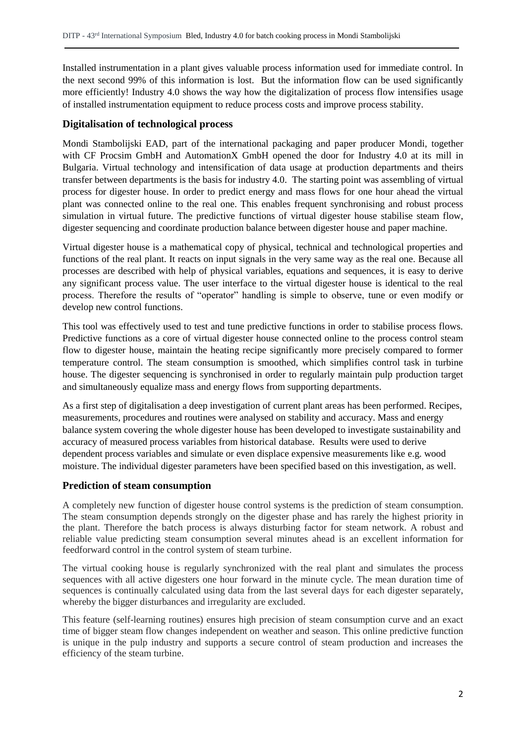Installed instrumentation in a plant gives valuable process information used for immediate control. In the next second 99% of this information is lost. But the information flow can be used significantly more efficiently! Industry 4.0 shows the way how the digitalization of process flow intensifies usage of installed instrumentation equipment to reduce process costs and improve process stability.

## Digitalisation of technological process

Mondi Stambolijski EAD, part of the international packaging and paper producer Mondi, together with CF Procsim GmbH and AutomationX GmbH opened the door for Industry 4.0 at its mill in Bulgaria. Virtual technology and intensification of data usage at production departments and theirs transfer between departments is the basis for industry 4.0. The starting point was assembling of virtual process for digester house. In order to predict energy and mass flows for one hour ahead the virtual plant was connected online to the real one. This enables frequent synchronising and robust process simulation in virtual future. The predictive functions of virtual digester house stabilise steam flow, digester sequencing and coordinate production balance between digester house and paper machine.

Virtual digester house is a mathematical copy of physical, technical and technological properties and functions of the real plant. It reacts on input signals in the very same way as the real one. Because all processes are described with help of physical variables, equations and sequences, it is easy to derive any significant process value. The user interface to the virtual digester house is identical to the real process. Therefore the results of "operator" handling is simple to observe, tune or even modify or develop new control functions.

This tool was effectively used to test and tune predictive functions in order to stabilise process flows. Predictive functions as a core of virtual digester house connected online to the process control steam flow to digester house, maintain the heating recipe significantly more precisely compared to former temperature control. The steam consumption is smoothed, which simplifies control task in turbine house. The digester sequencing is synchronised in order to regularly maintain pulp production target and simultaneously equalize mass and energy flows from supporting departments.

As a first step of digitalisation a deep investigation of current plant areas has been performed. Recipes, measurements, procedures and routines were analysed on stability and accuracy. Mass and energy balance system covering the whole digester house has been developed to investigate sustainability and accuracy of measured process variables from historical database. Results were used to derive dependent process variables and simulate or even displace expensive measurements like e.g. wood moisture. The individual digester parameters have been specified based on this investigation, as well.

## Prediction of steam consumption

A completely new function of digester house control systems is the prediction of steam consumption. The steam consumption depends strongly on the digester phase and has rarely the highest priority in the plant. Therefore the batch process is always disturbing factor for steam network. A robust and reliable value predicting steam consumption several minutes ahead is an excellent information for feedforward control in the control system of steam turbine.

The virtual cooking house is regularly synchronized with the real plant and simulates the process sequences with all active digesters one hour forward in the minute cycle. The mean duration time of sequences is continually calculated using data from the last several days for each digester separately, whereby the bigger disturbances and irregularity are excluded.

This feature (self-learning routines) ensures high precision of steam consumption curve and an exact time of bigger steam flow changes independent on weather and season. This online predictive function is unique in the pulp industry and supports a secure control of steam production and increases the efficiency of the steam turbine.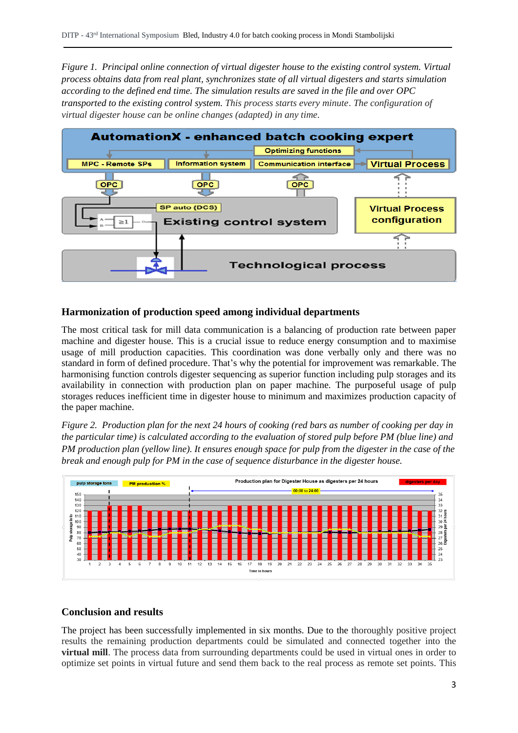*Figure 1. Principal online connection of virtual digester house to the existing control system. Virtual process obtains data from real plant, synchronizes state of all virtual digesters and starts simulation according to the defined end time. The simulation results are saved in the file and over OPC transported to the existing control system. This process starts every minute. The configuration of virtual digester house can be online changes (adapted) in any time.*

### Harmonization of production speed among individual departments

The most critical task for mill data communication is a balancing of production rate between paper machine and digester house. This is a crucial issue to reduce energy consumption and to maximise usage of mill production capacities. This coordination was done verbally only and there was no standard in form of defined procedure. That's why the potential for improvement was remarkable. The harmonising function controls digester sequencing as superior function including pulp storages and its availability in connection with production plan on paper machine. The purposeful usage of pulp storages reduces inefficient time in digester house to minimum and maximizes production capacity of the paper machine.

*Figure 2. Production plan for the next 24 hours of cooking (red bars as number of cooking per day in the particular time) is calculated according to the evaluation of stored pulp before PM (blue line) and PM production plan (yellow line). It ensures enough space for pulp from the digester in the case of the break and enough pulp for PM in the case of sequence disturbance in the digester house.*

### Conclusion and results

The project has been successfully implemented in six months. Due to the thoroughly positive project results the remaining production departments could be simulated and connected together into the **virtual mill**. The process data from surrounding departments could be used in virtual ones in order to optimize set points in virtual future and send them back to the real process as remote set points. This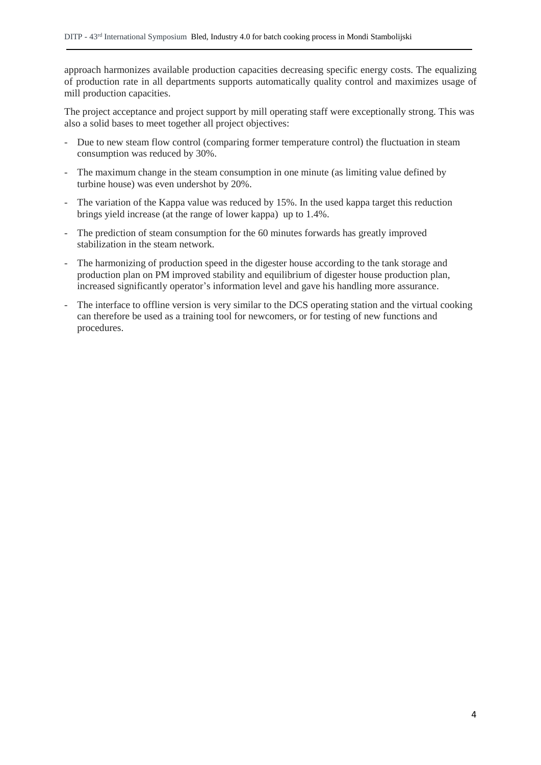approach harmonizes available production capacities decreasing specific energy costs. The equalizing of production rate in all departments supports automatically quality control and maximizes usage of mill production capacities.

The project acceptance and project support by mill operating staff were exceptionally strong. This was also a solid bases to meet together all project objectives:

- Due to new steam flow control (comparing former temperature control) the fluctuation in steam consumption was reduced by 30%.
- The maximum change in the steam consumption in one minute (as limiting value defined by turbine house) was even undershot by 20%.
- The variation of the Kappa value was reduced by 15%. In the used kappa target this reduction brings yield increase (at the range of lower kappa) up to 1.4%.
- The prediction of steam consumption for the 60 minutes forwards has greatly improved stabilization in the steam network.
- The harmonizing of production speed in the digester house according to the tank storage and production plan on PM improved stability and equilibrium of digester house production plan, increased significantly operator's information level and gave his handling more assurance.
- The interface to offline version is very similar to the DCS operating station and the virtual cooking can therefore be used as a training tool for newcomers, or for testing of new functions and procedures.